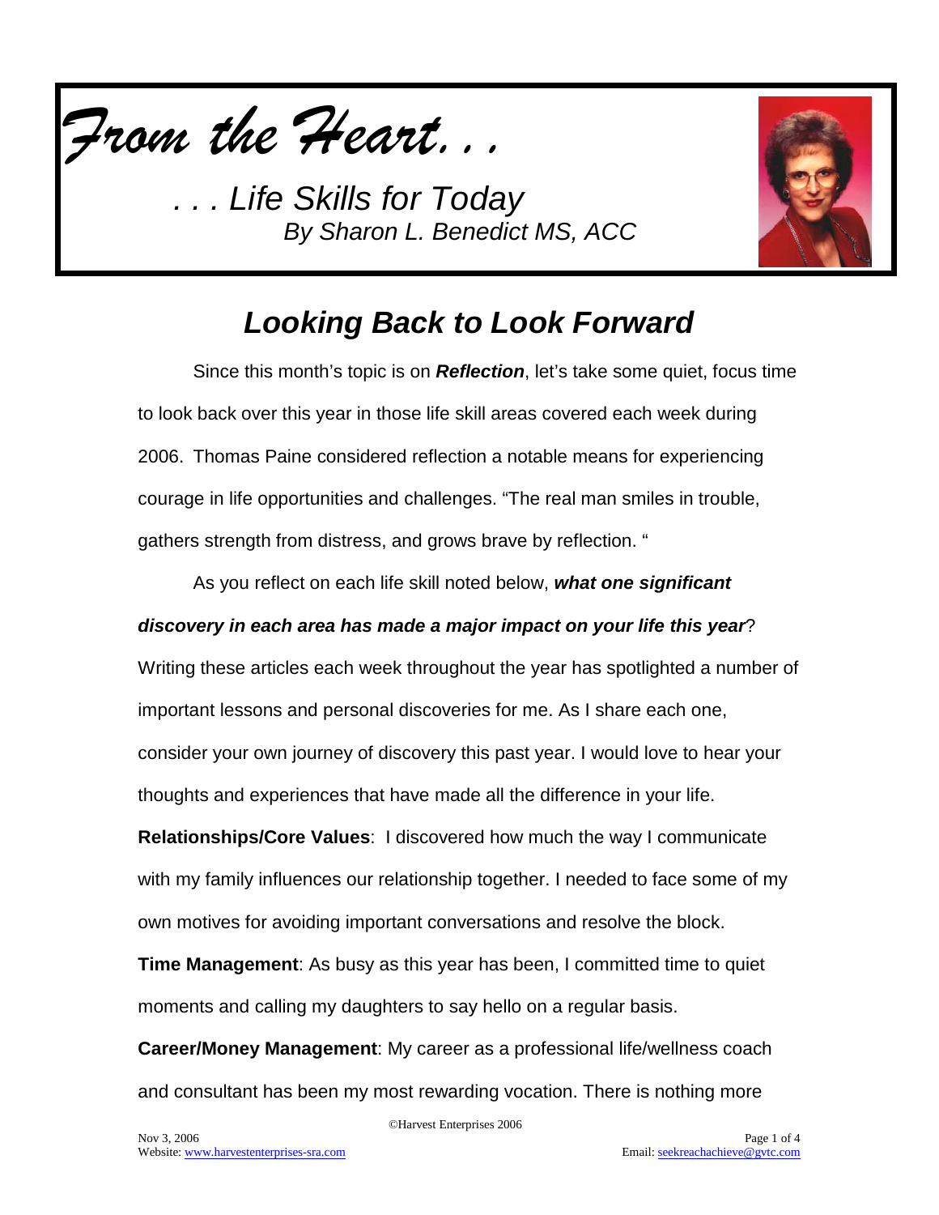*From the Heart. . .*

*. . . Life Skills for Today*
*By Sharon L. Benedict MS, ACC*

# *Looking Back to Look Forward*

Since this month's topic is on ***Reflection***, let's take some quiet, focus time to look back over this year in those life skill areas covered each week during 2006. Thomas Paine considered reflection a notable means for experiencing courage in life opportunities and challenges. "The real man smiles in trouble, gathers strength from distress, and grows brave by reflection. "

As you reflect on each life skill noted below, ***what one significant discovery in each area has made a major impact on your life this year***? Writing these articles each week throughout the year has spotlighted a number of important lessons and personal discoveries for me. As I share each one, consider your own journey of discovery this past year. I would love to hear your thoughts and experiences that have made all the difference in your life.

**Relationships/Core Values**: I discovered how much the way I communicate with my family influences our relationship together. I needed to face some of my own motives for avoiding important conversations and resolve the block.

**Time Management**: As busy as this year has been, I committed time to quiet moments and calling my daughters to say hello on a regular basis.

**Career/Money Management**: My career as a professional life/wellness coach and consultant has been my most rewarding vocation. There is nothing more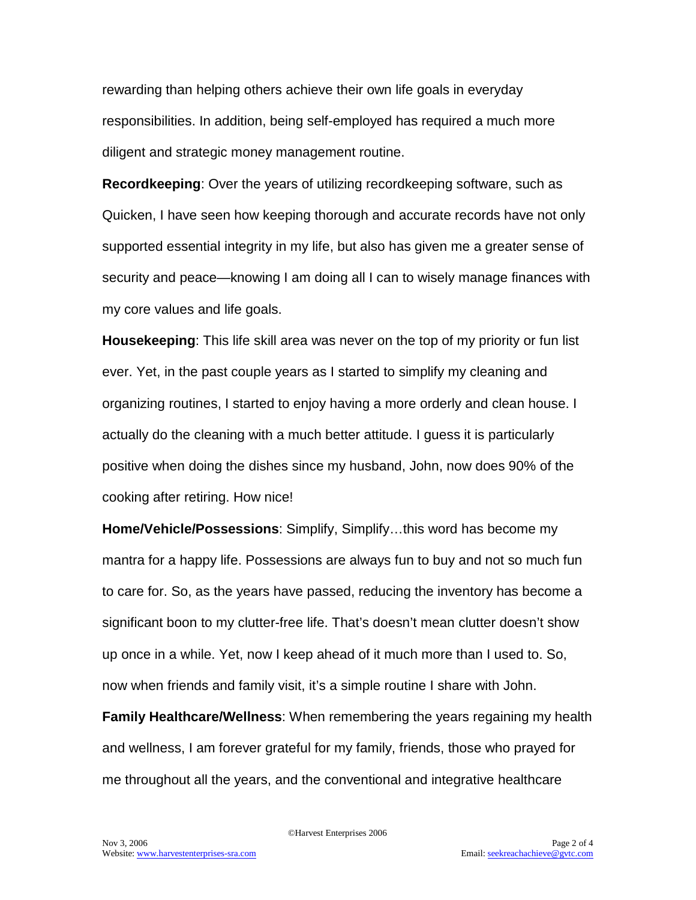rewarding than helping others achieve their own life goals in everyday responsibilities. In addition, being self-employed has required a much more diligent and strategic money management routine.

**Recordkeeping**: Over the years of utilizing recordkeeping software, such as Quicken, I have seen how keeping thorough and accurate records have not only supported essential integrity in my life, but also has given me a greater sense of security and peace—knowing I am doing all I can to wisely manage finances with my core values and life goals.

**Housekeeping**: This life skill area was never on the top of my priority or fun list ever. Yet, in the past couple years as I started to simplify my cleaning and organizing routines, I started to enjoy having a more orderly and clean house. I actually do the cleaning with a much better attitude. I guess it is particularly positive when doing the dishes since my husband, John, now does 90% of the cooking after retiring. How nice!

**Home/Vehicle/Possessions**: Simplify, Simplify…this word has become my mantra for a happy life. Possessions are always fun to buy and not so much fun to care for. So, as the years have passed, reducing the inventory has become a significant boon to my clutter-free life. That's doesn't mean clutter doesn't show up once in a while. Yet, now I keep ahead of it much more than I used to. So, now when friends and family visit, it's a simple routine I share with John.

**Family Healthcare/Wellness**: When remembering the years regaining my health and wellness, I am forever grateful for my family, friends, those who prayed for me throughout all the years, and the conventional and integrative healthcare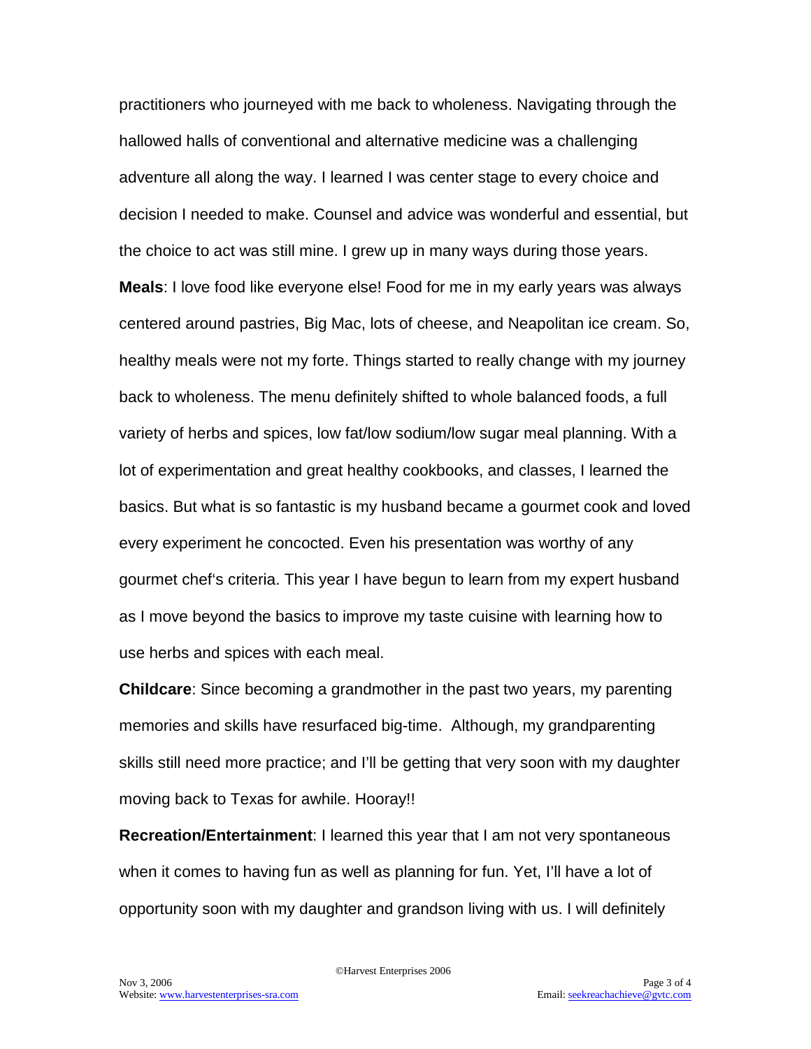practitioners who journeyed with me back to wholeness. Navigating through the hallowed halls of conventional and alternative medicine was a challenging adventure all along the way. I learned I was center stage to every choice and decision I needed to make. Counsel and advice was wonderful and essential, but the choice to act was still mine. I grew up in many ways during those years.

**Meals**: I love food like everyone else! Food for me in my early years was always centered around pastries, Big Mac, lots of cheese, and Neapolitan ice cream. So, healthy meals were not my forte. Things started to really change with my journey back to wholeness. The menu definitely shifted to whole balanced foods, a full variety of herbs and spices, low fat/low sodium/low sugar meal planning. With a lot of experimentation and great healthy cookbooks, and classes, I learned the basics. But what is so fantastic is my husband became a gourmet cook and loved every experiment he concocted. Even his presentation was worthy of any gourmet chef's criteria. This year I have begun to learn from my expert husband as I move beyond the basics to improve my taste cuisine with learning how to use herbs and spices with each meal.

**Childcare**: Since becoming a grandmother in the past two years, my parenting memories and skills have resurfaced big-time. Although, my grandparenting skills still need more practice; and I'll be getting that very soon with my daughter moving back to Texas for awhile. Hooray!!

**Recreation/Entertainment**: I learned this year that I am not very spontaneous when it comes to having fun as well as planning for fun. Yet, I'll have a lot of opportunity soon with my daughter and grandson living with us. I will definitely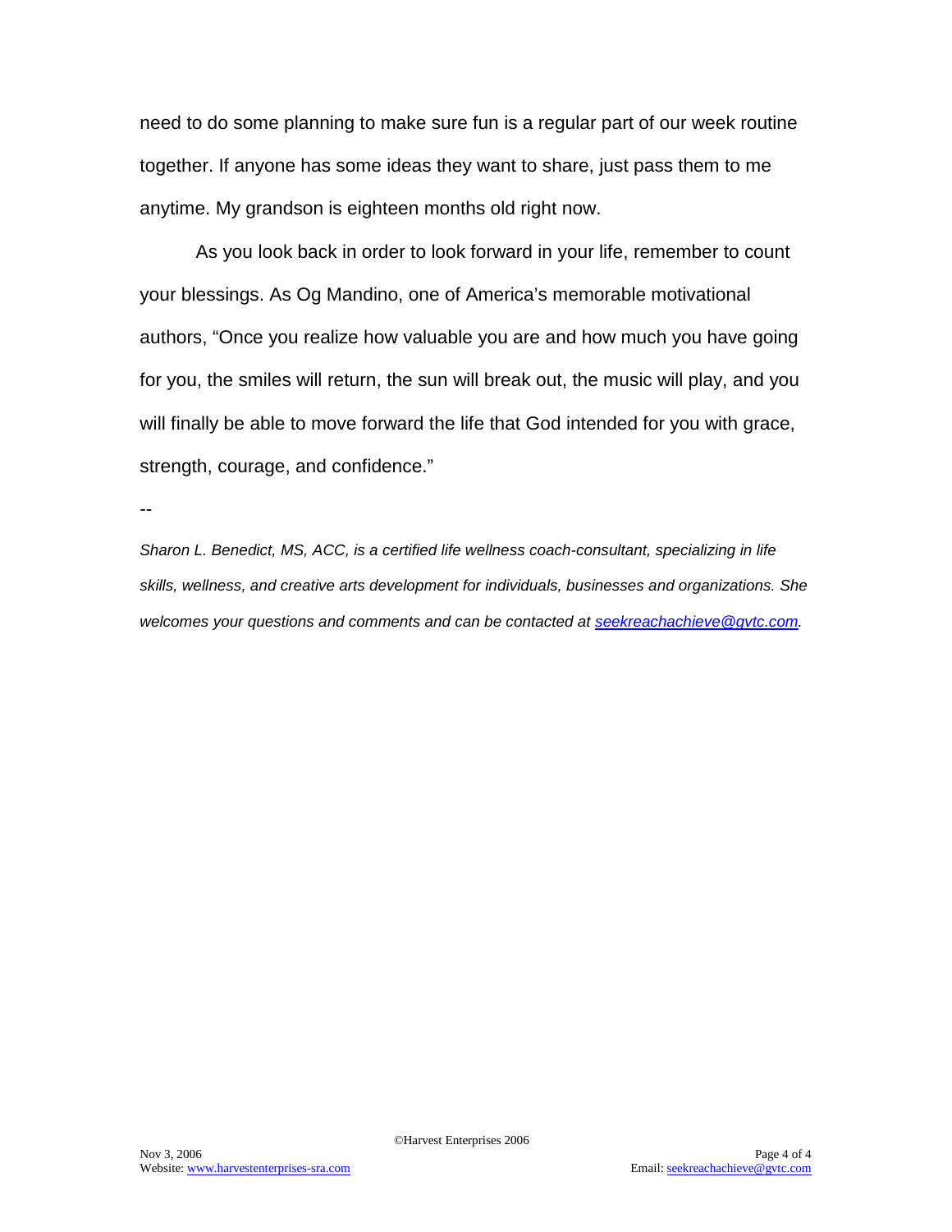need to do some planning to make sure fun is a regular part of our week routine together. If anyone has some ideas they want to share, just pass them to me anytime. My grandson is eighteen months old right now.

As you look back in order to look forward in your life, remember to count your blessings. As Og Mandino, one of America's memorable motivational authors, "Once you realize how valuable you are and how much you have going for you, the smiles will return, the sun will break out, the music will play, and you will finally be able to move forward the life that God intended for you with grace, strength, courage, and confidence."

--

*Sharon L. Benedict, MS, ACC, is a certified life wellness coach-consultant, specializing in life skills, wellness, and creative arts development for individuals, businesses and organizations. She welcomes your questions and comments and can be contacted at [seekreachachieve@gvtc.com](mailto:seekreachachieve@gvtc.com).*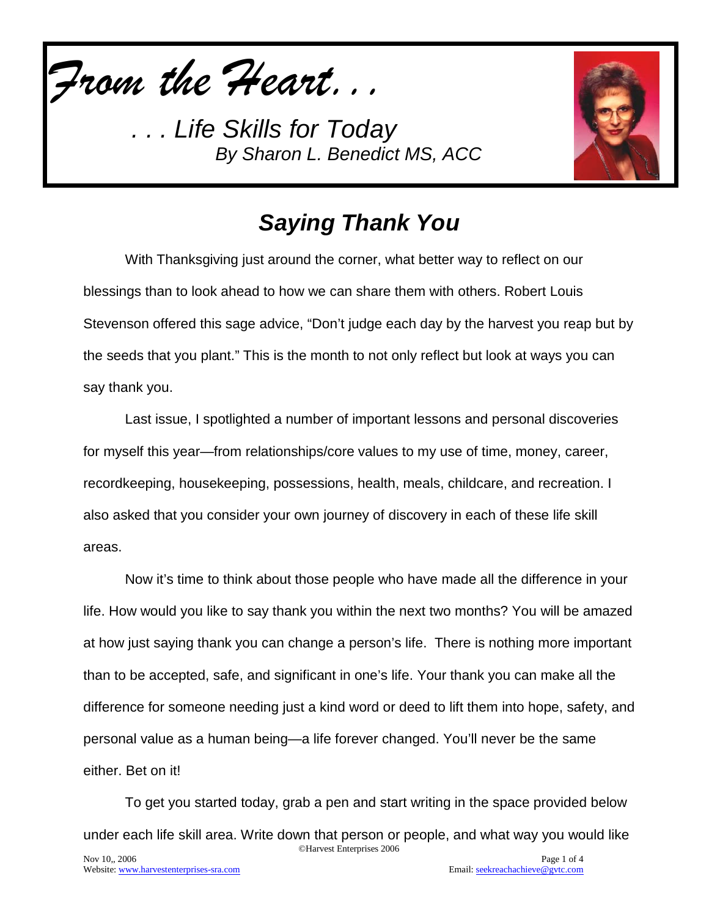*From the Heart…*

*. . . Life Skills for Today*
*By Sharon L. Benedict MS, ACC*

## *Saying Thank You*

With Thanksgiving just around the corner, what better way to reflect on our blessings than to look ahead to how we can share them with others. Robert Louis Stevenson offered this sage advice, "Don't judge each day by the harvest you reap but by the seeds that you plant." This is the month to not only reflect but look at ways you can say thank you.

Last issue, I spotlighted a number of important lessons and personal discoveries for myself this year—from relationships/core values to my use of time, money, career, recordkeeping, housekeeping, possessions, health, meals, childcare, and recreation. I also asked that you consider your own journey of discovery in each of these life skill areas.

Now it's time to think about those people who have made all the difference in your life. How would you like to say thank you within the next two months? You will be amazed at how just saying thank you can change a person's life. There is nothing more important than to be accepted, safe, and significant in one's life. Your thank you can make all the difference for someone needing just a kind word or deed to lift them into hope, safety, and personal value as a human being—a life forever changed. You'll never be the same either. Bet on it!

To get you started today, grab a pen and start writing in the space provided below under each life skill area. Write down that person or people, and what way you would like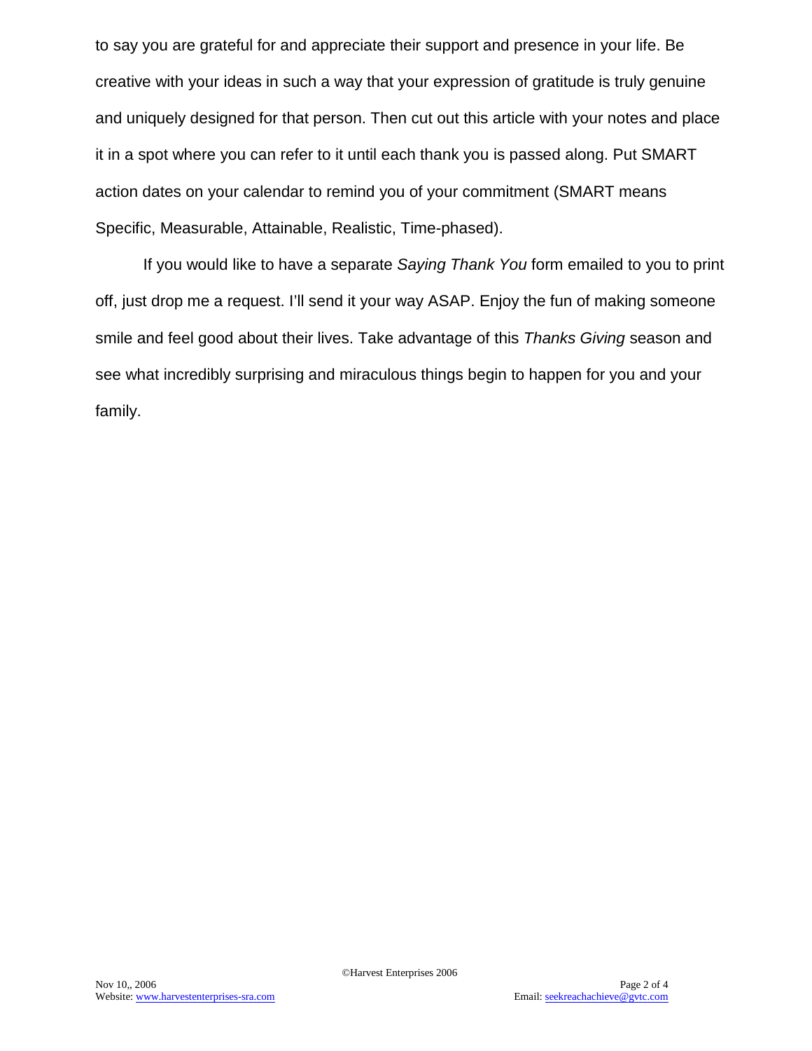to say you are grateful for and appreciate their support and presence in your life. Be creative with your ideas in such a way that your expression of gratitude is truly genuine and uniquely designed for that person. Then cut out this article with your notes and place it in a spot where you can refer to it until each thank you is passed along. Put SMART action dates on your calendar to remind you of your commitment (SMART means Specific, Measurable, Attainable, Realistic, Time-phased).

If you would like to have a separate *Saying Thank You* form emailed to you to print off, just drop me a request. I'll send it your way ASAP. Enjoy the fun of making someone smile and feel good about their lives. Take advantage of this *Thanks Giving* season and see what incredibly surprising and miraculous things begin to happen for you and your family.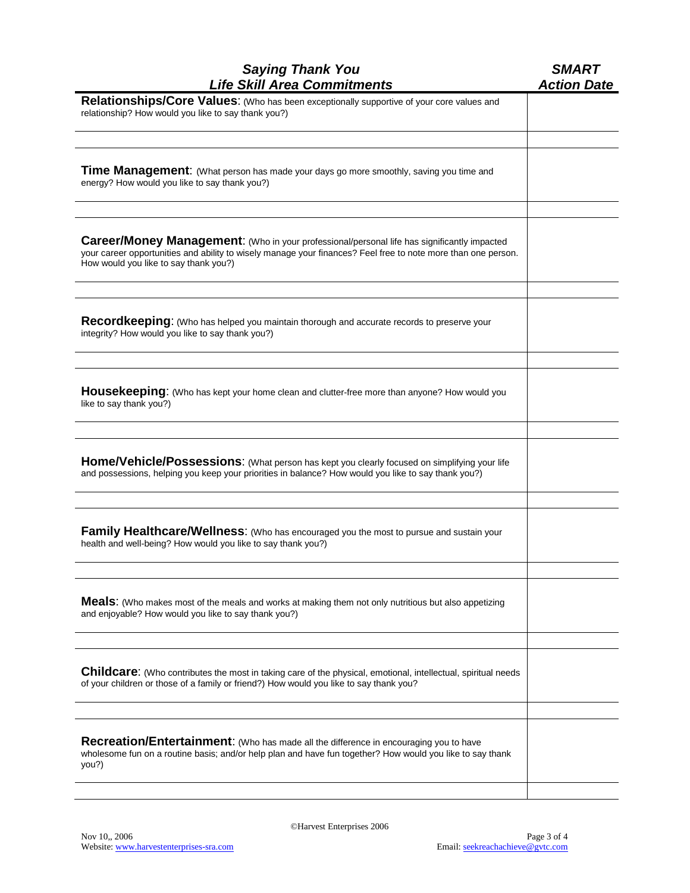| ***Saying Thank You***<br>***Life Skill Area Commitments*** | ***SMART***<br>***Action Date*** |
| --- | --- |
| **Relationships/Core Values**: (Who has been exceptionally supportive of your core values and relationship? How would you like to say thank you?) | |
| | |
| **Time Management**: (What person has made your days go more smoothly, saving you time and energy? How would you like to say thank you?) | |
| | |
| **Career/Money Management**: (Who in your professional/personal life has significantly impacted your career opportunities and ability to wisely manage your finances? Feel free to note more than one person. How would you like to say thank you?) | |
| | |
| **Recordkeeping**: (Who has helped you maintain thorough and accurate records to preserve your integrity? How would you like to say thank you?) | |
| | |
| **Housekeeping**: (Who has kept your home clean and clutter-free more than anyone? How would you like to say thank you?) | |
| | |
| **Home/Vehicle/Possessions**: (What person has kept you clearly focused on simplifying your life and possessions, helping you keep your priorities in balance? How would you like to say thank you?) | |
| | |
| **Family Healthcare/Wellness**: (Who has encouraged you the most to pursue and sustain your health and well-being? How would you like to say thank you?) | |
| | |
| **Meals**: (Who makes most of the meals and works at making them not only nutritious but also appetizing and enjoyable? How would you like to say thank you?) | |
| | |
| **Childcare**: (Who contributes the most in taking care of the physical, emotional, intellectual, spiritual needs of your children or those of a family or friend?) How would you like to say thank you? | |
| | |
| **Recreation/Entertainment**: (Who has made all the difference in encouraging you to have wholesome fun on a routine basis; and/or help plan and have fun together? How would you like to say thank you?) | |
| | |

©Harvest Enterprises 2006

Nov 10,, 2006

Website: www.harvestenterprises-sra.com

Email: seekreachachieve@gvtc.com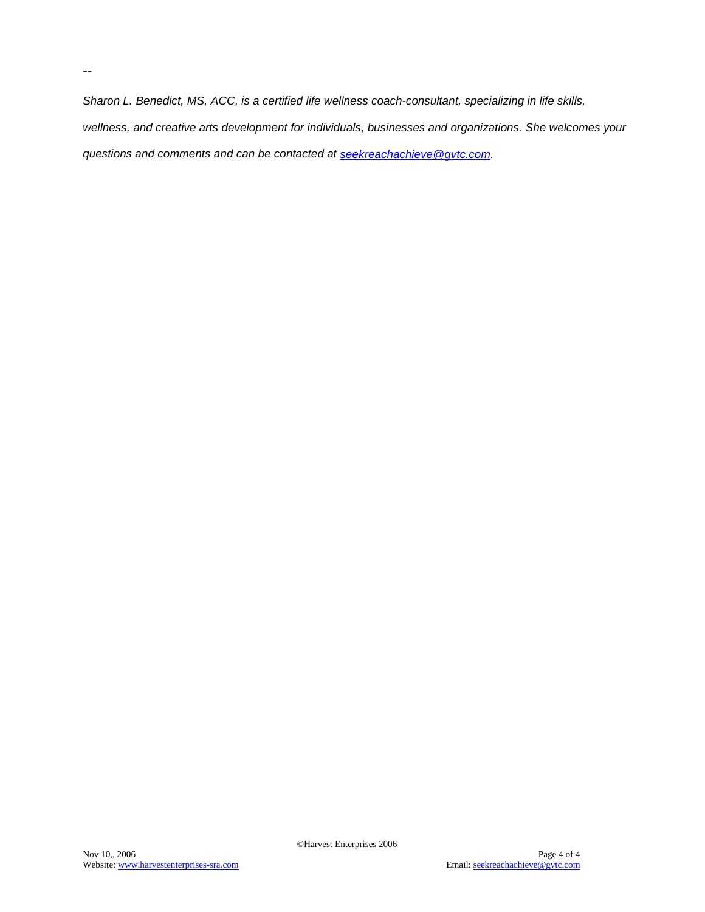--

*Sharon L. Benedict, MS, ACC, is a certified life wellness coach-consultant, specializing in life skills, wellness, and creative arts development for individuals, businesses and organizations. She welcomes your questions and comments and can be contacted at [seekreachachieve@gvtc.com](mailto:seekreachachieve@gvtc.com).*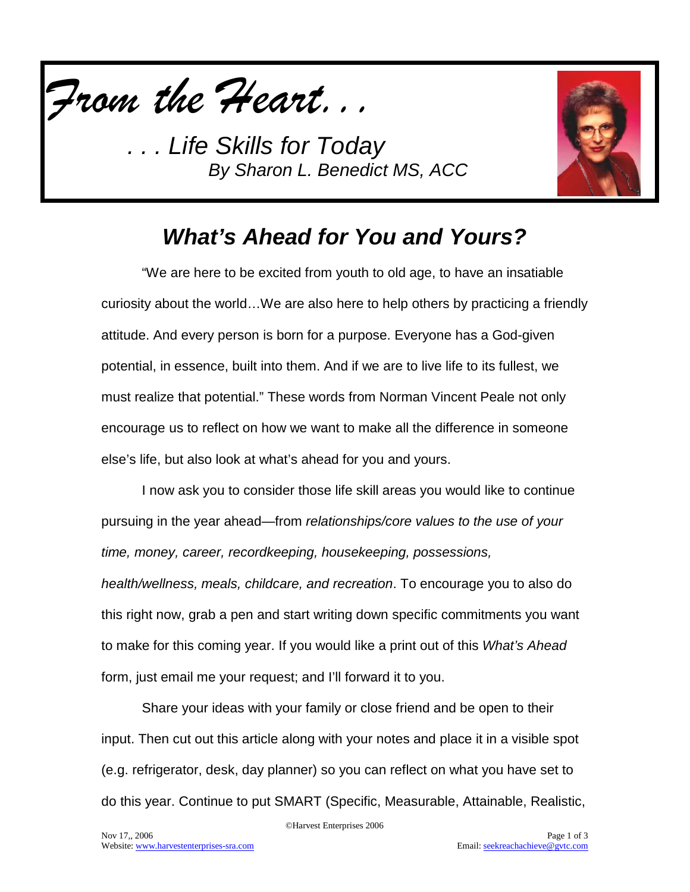*From the Heart. . .*

*. . . Life Skills for Today*
*By Sharon L. Benedict MS, ACC*

## *What's Ahead for You and Yours?*

"We are here to be excited from youth to old age, to have an insatiable curiosity about the world…We are also here to help others by practicing a friendly attitude. And every person is born for a purpose. Everyone has a God-given potential, in essence, built into them. And if we are to live life to its fullest, we must realize that potential." These words from Norman Vincent Peale not only encourage us to reflect on how we want to make all the difference in someone else's life, but also look at what's ahead for you and yours.

I now ask you to consider those life skill areas you would like to continue pursuing in the year ahead—from *relationships/core values to the use of your time, money, career, recordkeeping, housekeeping, possessions, health/wellness, meals, childcare, and recreation*. To encourage you to also do this right now, grab a pen and start writing down specific commitments you want to make for this coming year. If you would like a print out of this *What's Ahead* form, just email me your request; and I'll forward it to you.

Share your ideas with your family or close friend and be open to their input. Then cut out this article along with your notes and place it in a visible spot (e.g. refrigerator, desk, day planner) so you can reflect on what you have set to do this year. Continue to put SMART (Specific, Measurable, Attainable, Realistic,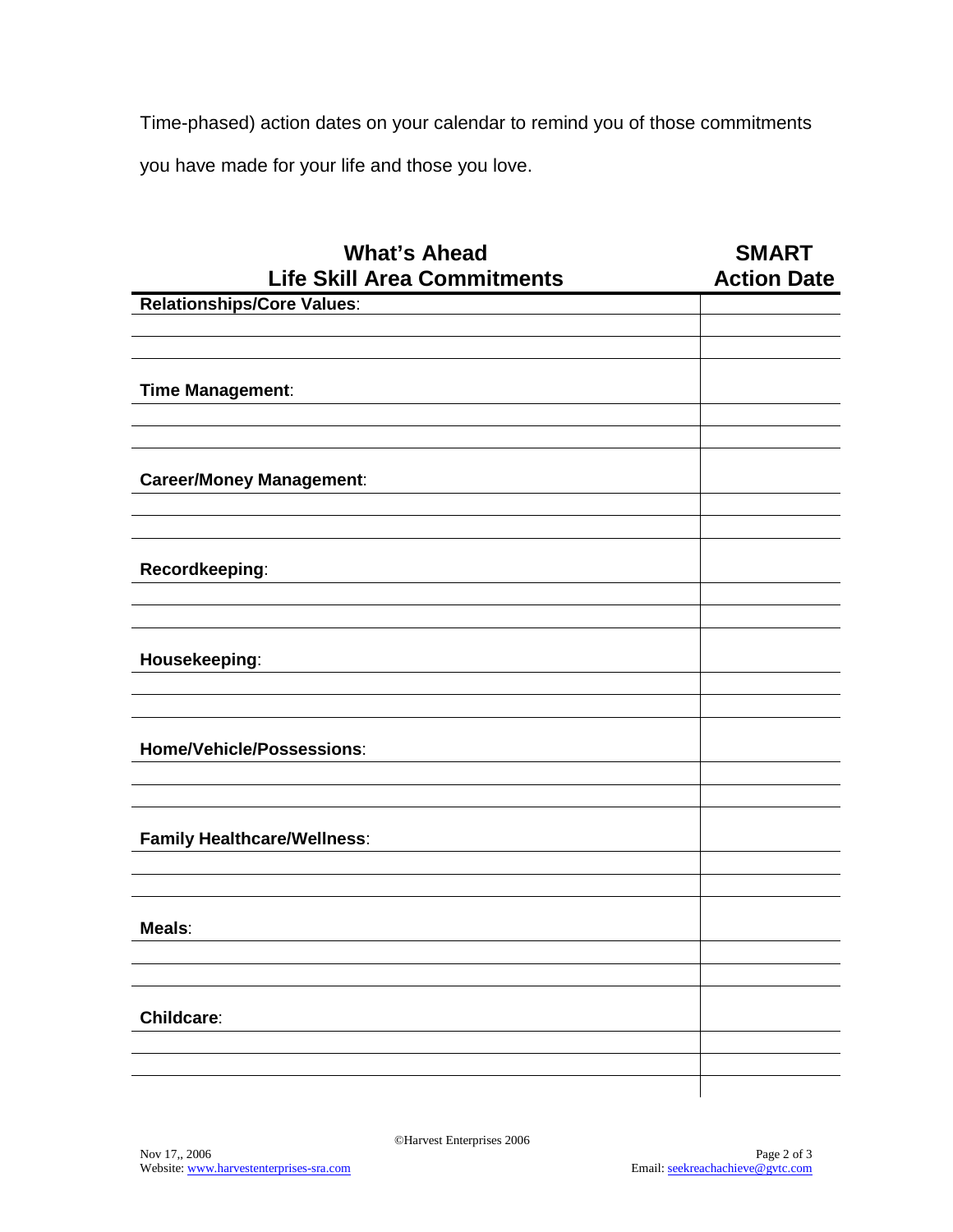Time-phased) action dates on your calendar to remind you of those commitments you have made for your life and those you love.

| What's Ahead<br>Life Skill Area Commitments | SMART<br>Action Date |
|---|---|
| **Relationships/Core Values**: | |
| | |
| | |
| **Time Management**: | |
| | |
| | |
| **Career/Money Management**: | |
| | |
| | |
| **Recordkeeping**: | |
| | |
| | |
| **Housekeeping**: | |
| | |
| | |
| **Home/Vehicle/Possessions**: | |
| | |
| | |
| **Family Healthcare/Wellness**: | |
| | |
| | |
| **Meals**: | |
| | |
| | |
| **Childcare**: | |
| | |
| | |

©Harvest Enterprises 2006

Nov 17,, 2006

Website: www.harvestenterprises-sra.com

Email: seekreachachieve@gvtc.com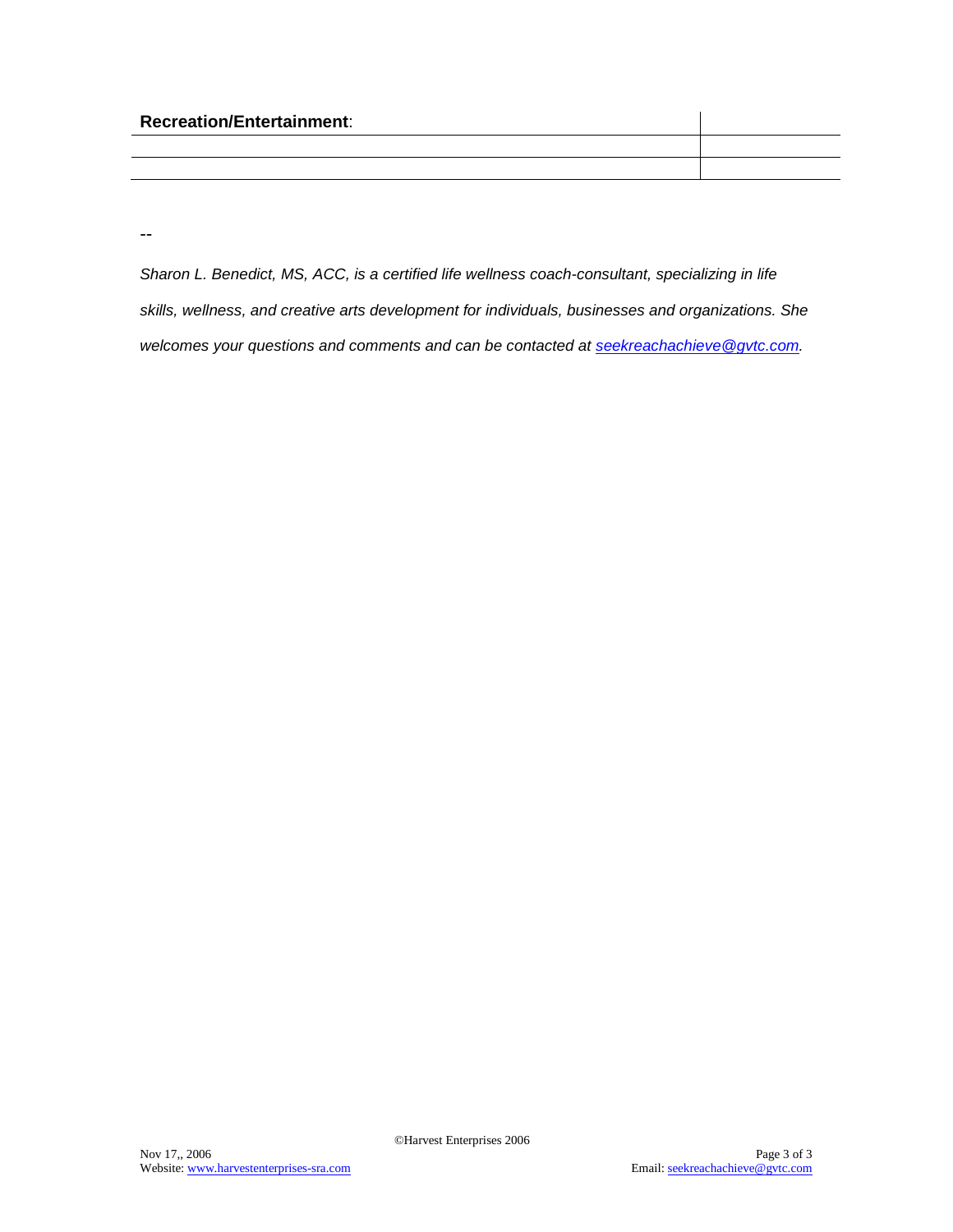| **Recreation/Entertainment**: | |
|---|---|
| | |
| | |

--

*Sharon L. Benedict, MS, ACC, is a certified life wellness coach-consultant, specializing in life skills, wellness, and creative arts development for individuals, businesses and organizations. She welcomes your questions and comments and can be contacted at [seekreachachieve@gvtc.com](mailto:seekreachachieve@gvtc.com).*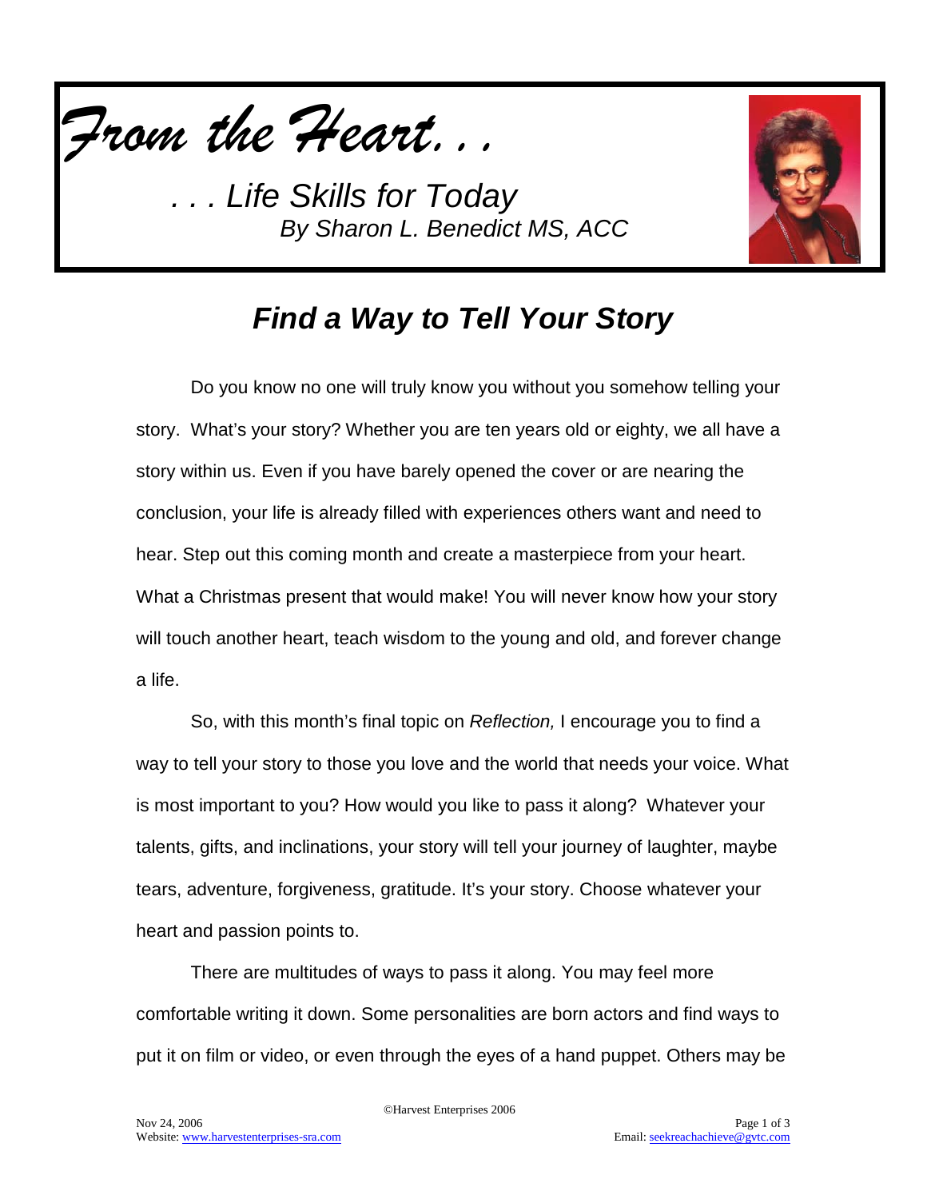*From the Heart. . .*

*. . . Life Skills for Today*
*By Sharon L. Benedict MS, ACC*

# *Find a Way to Tell Your Story*

Do you know no one will truly know you without you somehow telling your story. What's your story? Whether you are ten years old or eighty, we all have a story within us. Even if you have barely opened the cover or are nearing the conclusion, your life is already filled with experiences others want and need to hear. Step out this coming month and create a masterpiece from your heart. What a Christmas present that would make! You will never know how your story will touch another heart, teach wisdom to the young and old, and forever change a life.

So, with this month's final topic on *Reflection,* I encourage you to find a way to tell your story to those you love and the world that needs your voice. What is most important to you? How would you like to pass it along? Whatever your talents, gifts, and inclinations, your story will tell your journey of laughter, maybe tears, adventure, forgiveness, gratitude. It's your story. Choose whatever your heart and passion points to.

There are multitudes of ways to pass it along. You may feel more comfortable writing it down. Some personalities are born actors and find ways to put it on film or video, or even through the eyes of a hand puppet. Others may be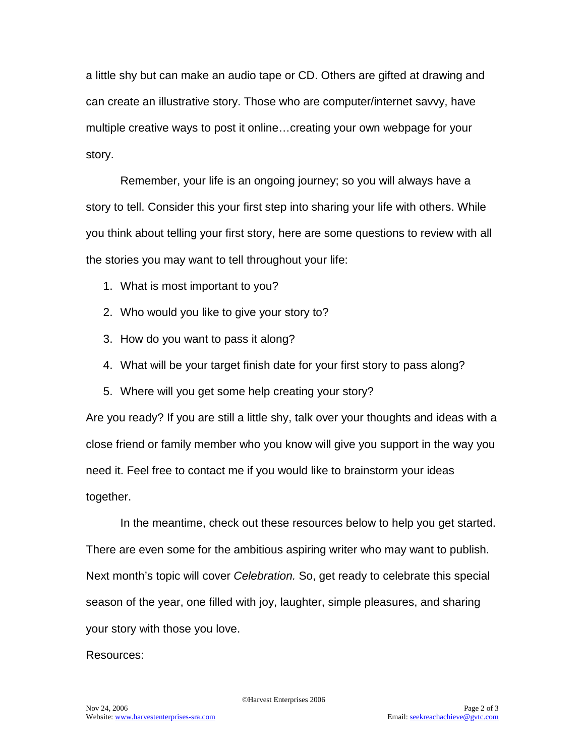a little shy but can make an audio tape or CD. Others are gifted at drawing and can create an illustrative story. Those who are computer/internet savvy, have multiple creative ways to post it online…creating your own webpage for your story.

Remember, your life is an ongoing journey; so you will always have a story to tell. Consider this your first step into sharing your life with others. While you think about telling your first story, here are some questions to review with all the stories you may want to tell throughout your life:

1. What is most important to you?
2. Who would you like to give your story to?
3. How do you want to pass it along?
4. What will be your target finish date for your first story to pass along?
5. Where will you get some help creating your story?

Are you ready? If you are still a little shy, talk over your thoughts and ideas with a close friend or family member who you know will give you support in the way you need it. Feel free to contact me if you would like to brainstorm your ideas together.

In the meantime, check out these resources below to help you get started. There are even some for the ambitious aspiring writer who may want to publish. Next month's topic will cover *Celebration.* So, get ready to celebrate this special season of the year, one filled with joy, laughter, simple pleasures, and sharing your story with those you love.

Resources: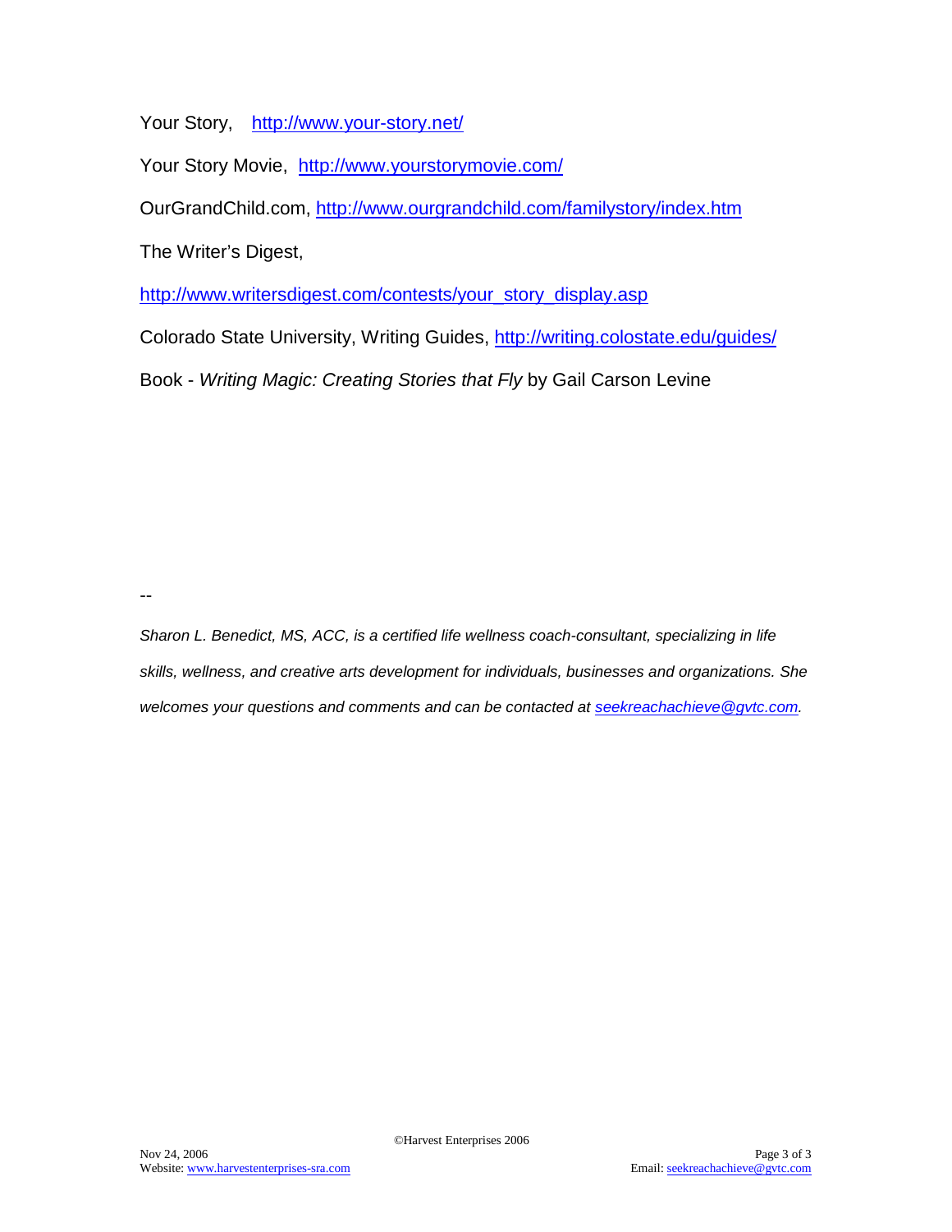Your Story, http://www.your-story.net/

Your Story Movie, http://www.yourstorymovie.com/

OurGrandChild.com, http://www.ourgrandchild.com/familystory/index.htm

The Writer's Digest,

http://www.writersdigest.com/contests/your_story_display.asp

Colorado State University, Writing Guides, http://writing.colostate.edu/guides/

Book - *Writing Magic: Creating Stories that Fly* by Gail Carson Levine

--

*Sharon L. Benedict, MS, ACC, is a certified life wellness coach-consultant, specializing in life skills, wellness, and creative arts development for individuals, businesses and organizations. She welcomes your questions and comments and can be contacted at seekreachachieve@gvtc.com.*